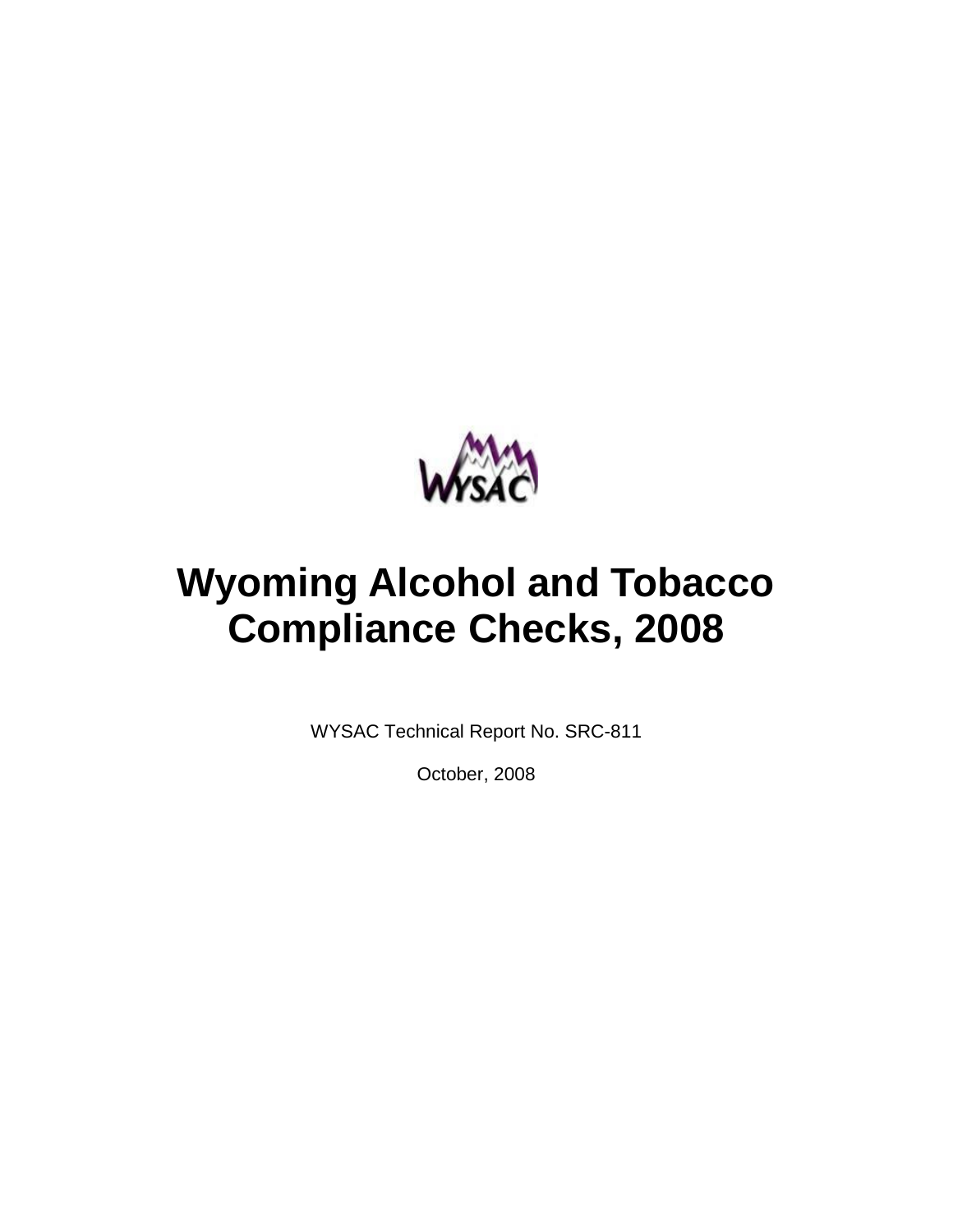# Wyoming Alcohol and Tobacco Compliance Checks, 2008

WYSAC Technical Report No. SRC-811

October, 2008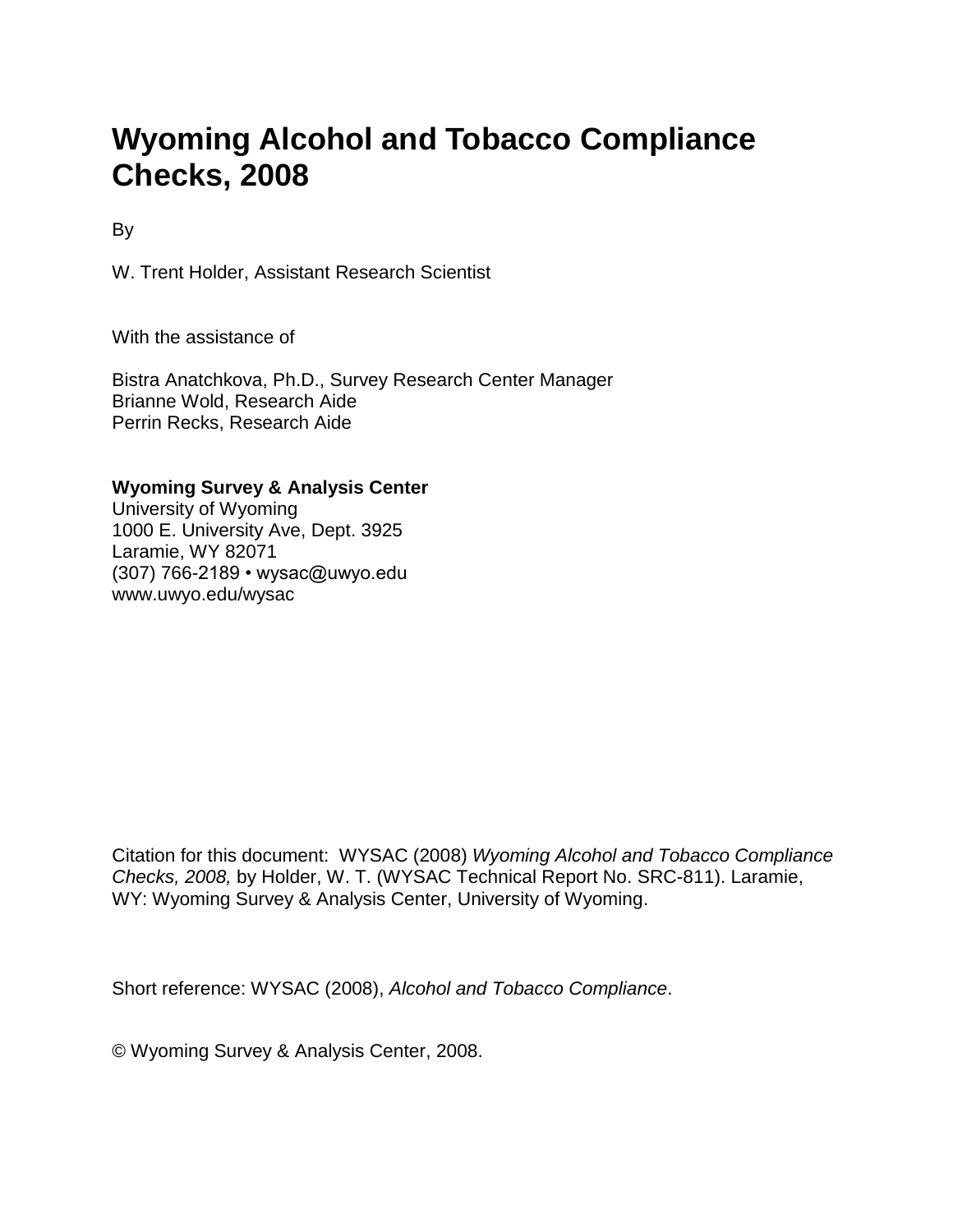# Wyoming Alcohol and Tobacco Compliance Checks, 2008

By

W. Trent Holder, Assistant Research Scientist

With the assistance of

Bistra Anatchkova, Ph.D., Survey Research Center Manager
Brianne Wold, Research Aide
Perrin Recks, Research Aide

**Wyoming Survey & Analysis Center**
University of Wyoming
1000 E. University Ave, Dept. 3925
Laramie, WY 82071
(307) 766-2189 • wysac@uwyo.edu
www.uwyo.edu/wysac

Citation for this document: WYSAC (2008) *Wyoming Alcohol and Tobacco Compliance Checks, 2008,* by Holder, W. T. (WYSAC Technical Report No. SRC-811). Laramie, WY: Wyoming Survey & Analysis Center, University of Wyoming.

Short reference: WYSAC (2008), *Alcohol and Tobacco Compliance*.

© Wyoming Survey & Analysis Center, 2008.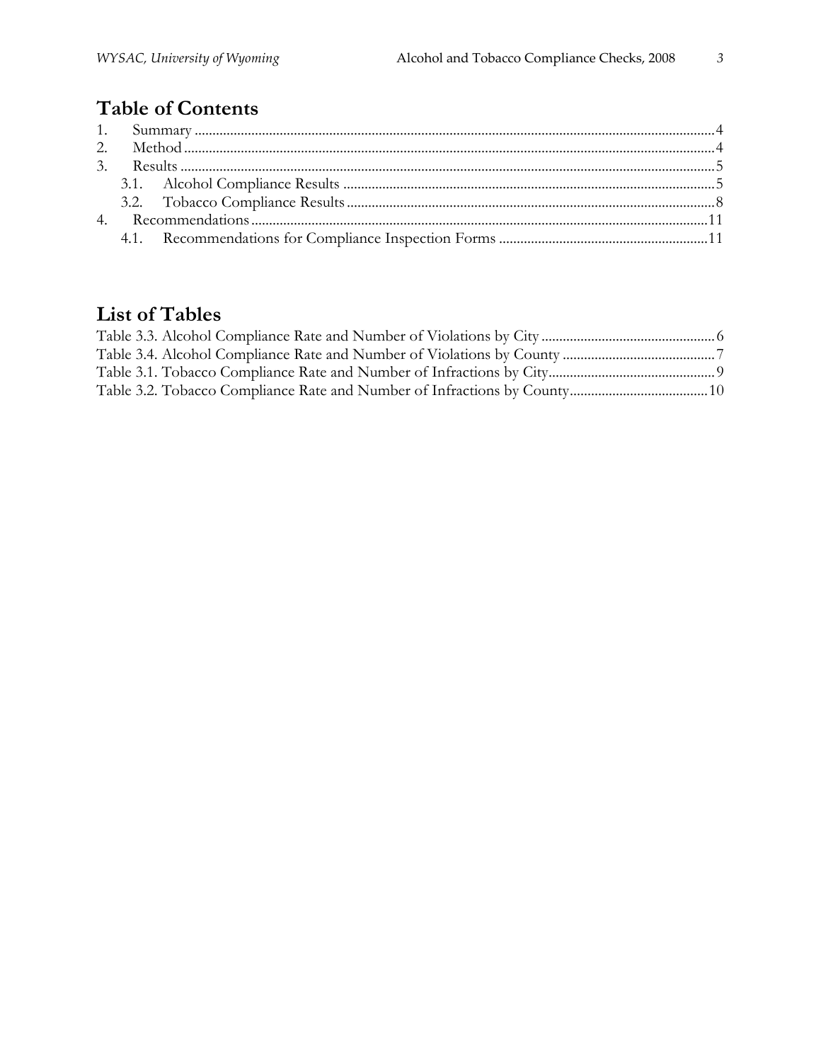## Table of Contents

1. Summary ....................................................................................................................................4
2. Method ......................................................................................................................................4
3. Results .......................................................................................................................................5
   - 3.1. Alcohol Compliance Results ........................................................................................5
   - 3.2. Tobacco Compliance Results .......................................................................................8
4. Recommendations .................................................................................................................11
   - 4.1. Recommendations for Compliance Inspection Forms ...........................................11

## List of Tables

Table 3.3. Alcohol Compliance Rate and Number of Violations by City ................................................6
Table 3.4. Alcohol Compliance Rate and Number of Violations by County ...........................................7
Table 3.1. Tobacco Compliance Rate and Number of Infractions by City...............................................9
Table 3.2. Tobacco Compliance Rate and Number of Infractions by County.......................................10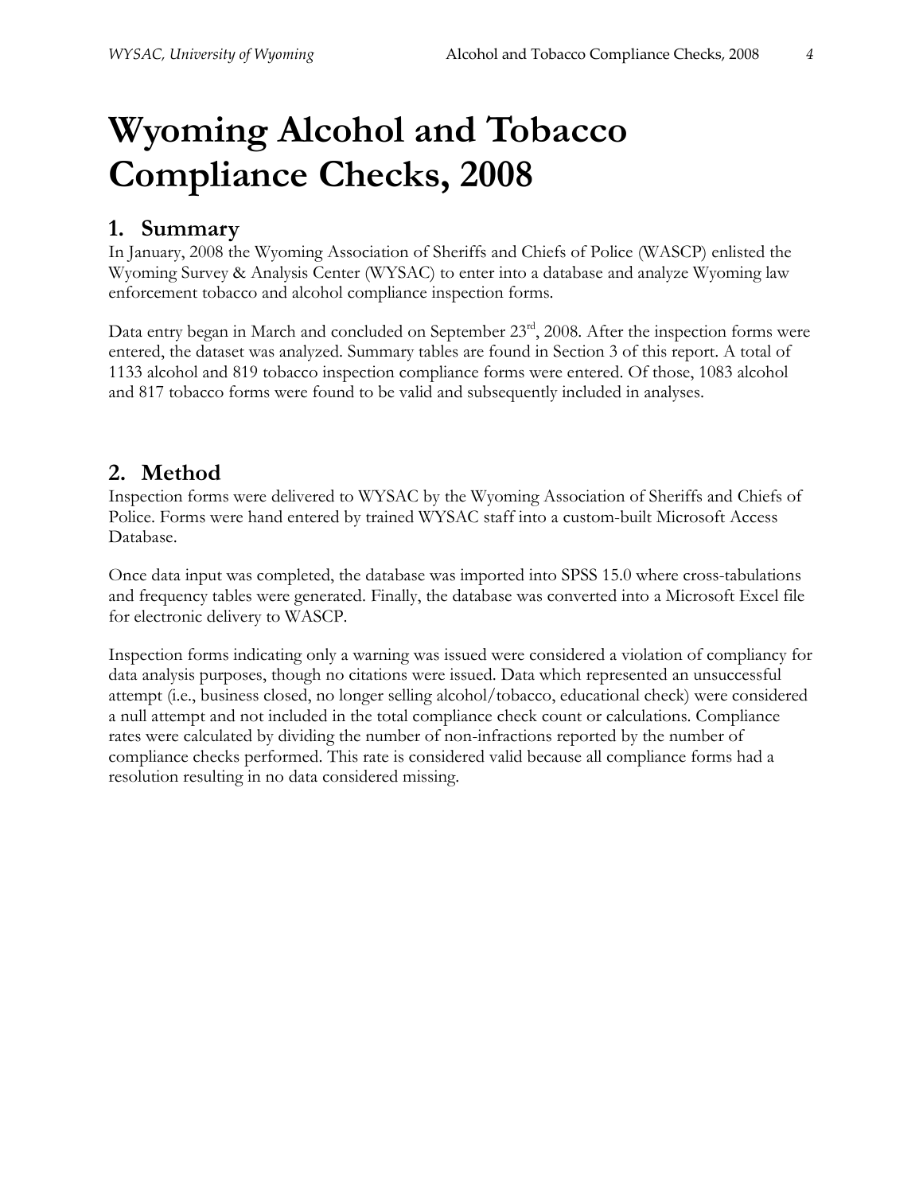# Wyoming Alcohol and Tobacco Compliance Checks, 2008

## 1. Summary

In January, 2008 the Wyoming Association of Sheriffs and Chiefs of Police (WASCP) enlisted the Wyoming Survey & Analysis Center (WYSAC) to enter into a database and analyze Wyoming law enforcement tobacco and alcohol compliance inspection forms.

Data entry began in March and concluded on September 23rd, 2008. After the inspection forms were entered, the dataset was analyzed. Summary tables are found in Section 3 of this report. A total of 1133 alcohol and 819 tobacco inspection compliance forms were entered. Of those, 1083 alcohol and 817 tobacco forms were found to be valid and subsequently included in analyses.

## 2. Method

Inspection forms were delivered to WYSAC by the Wyoming Association of Sheriffs and Chiefs of Police. Forms were hand entered by trained WYSAC staff into a custom-built Microsoft Access Database.

Once data input was completed, the database was imported into SPSS 15.0 where cross-tabulations and frequency tables were generated. Finally, the database was converted into a Microsoft Excel file for electronic delivery to WASCP.

Inspection forms indicating only a warning was issued were considered a violation of compliancy for data analysis purposes, though no citations were issued. Data which represented an unsuccessful attempt (i.e., business closed, no longer selling alcohol/tobacco, educational check) were considered a null attempt and not included in the total compliance check count or calculations. Compliance rates were calculated by dividing the number of non-infractions reported by the number of compliance checks performed. This rate is considered valid because all compliance forms had a resolution resulting in no data considered missing.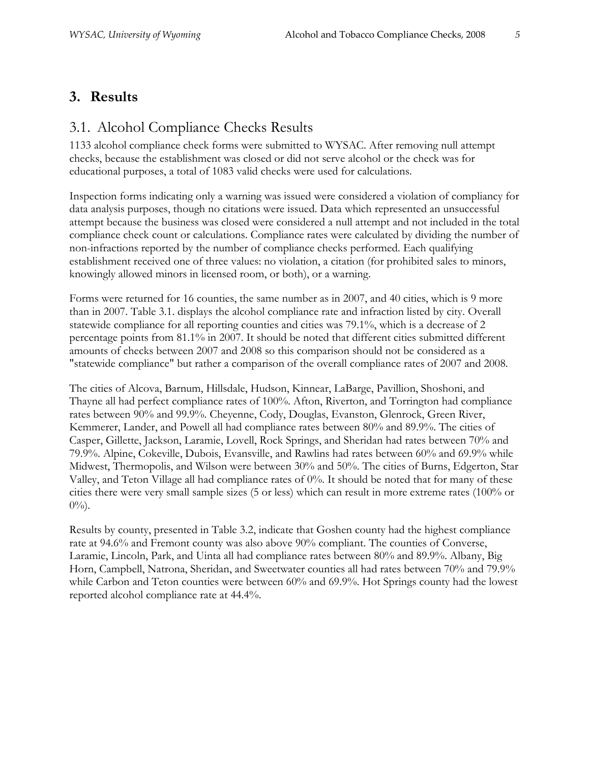# 3. Results

## 3.1. Alcohol Compliance Checks Results

1133 alcohol compliance check forms were submitted to WYSAC. After removing null attempt checks, because the establishment was closed or did not serve alcohol or the check was for educational purposes, a total of 1083 valid checks were used for calculations.

Inspection forms indicating only a warning was issued were considered a violation of compliancy for data analysis purposes, though no citations were issued. Data which represented an unsuccessful attempt because the business was closed were considered a null attempt and not included in the total compliance check count or calculations. Compliance rates were calculated by dividing the number of non-infractions reported by the number of compliance checks performed. Each qualifying establishment received one of three values: no violation, a citation (for prohibited sales to minors, knowingly allowed minors in licensed room, or both), or a warning.

Forms were returned for 16 counties, the same number as in 2007, and 40 cities, which is 9 more than in 2007. Table 3.1. displays the alcohol compliance rate and infraction listed by city. Overall statewide compliance for all reporting counties and cities was 79.1%, which is a decrease of 2 percentage points from 81.1% in 2007. It should be noted that different cities submitted different amounts of checks between 2007 and 2008 so this comparison should not be considered as a "statewide compliance" but rather a comparison of the overall compliance rates of 2007 and 2008.

The cities of Alcova, Barnum, Hillsdale, Hudson, Kinnear, LaBarge, Pavillion, Shoshoni, and Thayne all had perfect compliance rates of 100%. Afton, Riverton, and Torrington had compliance rates between 90% and 99.9%. Cheyenne, Cody, Douglas, Evanston, Glenrock, Green River, Kemmerer, Lander, and Powell all had compliance rates between 80% and 89.9%. The cities of Casper, Gillette, Jackson, Laramie, Lovell, Rock Springs, and Sheridan had rates between 70% and 79.9%. Alpine, Cokeville, Dubois, Evansville, and Rawlins had rates between 60% and 69.9% while Midwest, Thermopolis, and Wilson were between 30% and 50%. The cities of Burns, Edgerton, Star Valley, and Teton Village all had compliance rates of 0%. It should be noted that for many of these cities there were very small sample sizes (5 or less) which can result in more extreme rates (100% or 0%).

Results by county, presented in Table 3.2, indicate that Goshen county had the highest compliance rate at 94.6% and Fremont county was also above 90% compliant. The counties of Converse, Laramie, Lincoln, Park, and Uinta all had compliance rates between 80% and 89.9%. Albany, Big Horn, Campbell, Natrona, Sheridan, and Sweetwater counties all had rates between 70% and 79.9% while Carbon and Teton counties were between 60% and 69.9%. Hot Springs county had the lowest reported alcohol compliance rate at 44.4%.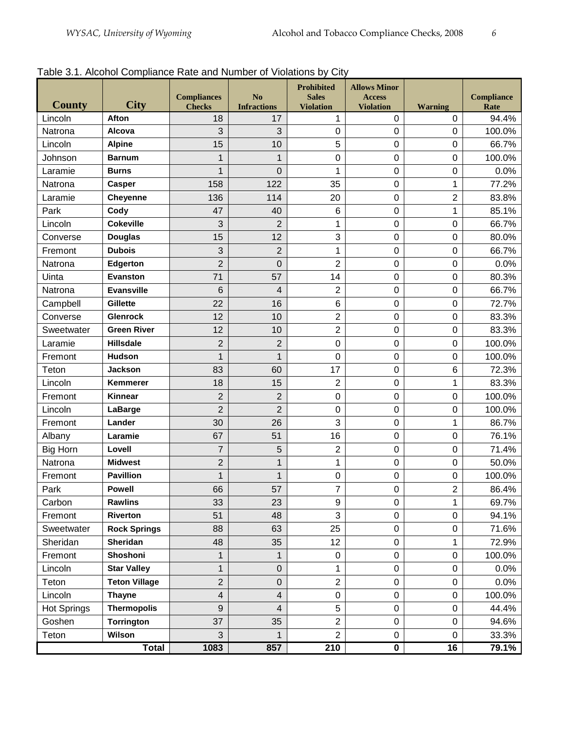Table 3.1. Alcohol Compliance Rate and Number of Violations by City

| County | City | Compliances Checks | No Infractions | Prohibited Sales Violation | Allows Minor Access Violation | Warning | Compliance Rate |
|---|---|---|---|---|---|---|---|
| Lincoln | **Afton** | 18 | 17 | 1 | 0 | 0 | 94.4% |
| Natrona | **Alcova** | 3 | 3 | 0 | 0 | 0 | 100.0% |
| Lincoln | **Alpine** | 15 | 10 | 5 | 0 | 0 | 66.7% |
| Johnson | **Barnum** | 1 | 1 | 0 | 0 | 0 | 100.0% |
| Laramie | **Burns** | 1 | 0 | 1 | 0 | 0 | 0.0% |
| Natrona | **Casper** | 158 | 122 | 35 | 0 | 1 | 77.2% |
| Laramie | **Cheyenne** | 136 | 114 | 20 | 0 | 2 | 83.8% |
| Park | **Cody** | 47 | 40 | 6 | 0 | 1 | 85.1% |
| Lincoln | **Cokeville** | 3 | 2 | 1 | 0 | 0 | 66.7% |
| Converse | **Douglas** | 15 | 12 | 3 | 0 | 0 | 80.0% |
| Fremont | **Dubois** | 3 | 2 | 1 | 0 | 0 | 66.7% |
| Natrona | **Edgerton** | 2 | 0 | 2 | 0 | 0 | 0.0% |
| Uinta | **Evanston** | 71 | 57 | 14 | 0 | 0 | 80.3% |
| Natrona | **Evansville** | 6 | 4 | 2 | 0 | 0 | 66.7% |
| Campbell | **Gillette** | 22 | 16 | 6 | 0 | 0 | 72.7% |
| Converse | **Glenrock** | 12 | 10 | 2 | 0 | 0 | 83.3% |
| Sweetwater | **Green River** | 12 | 10 | 2 | 0 | 0 | 83.3% |
| Laramie | **Hillsdale** | 2 | 2 | 0 | 0 | 0 | 100.0% |
| Fremont | **Hudson** | 1 | 1 | 0 | 0 | 0 | 100.0% |
| Teton | **Jackson** | 83 | 60 | 17 | 0 | 6 | 72.3% |
| Lincoln | **Kemmerer** | 18 | 15 | 2 | 0 | 1 | 83.3% |
| Fremont | **Kinnear** | 2 | 2 | 0 | 0 | 0 | 100.0% |
| Lincoln | **LaBarge** | 2 | 2 | 0 | 0 | 0 | 100.0% |
| Fremont | **Lander** | 30 | 26 | 3 | 0 | 1 | 86.7% |
| Albany | **Laramie** | 67 | 51 | 16 | 0 | 0 | 76.1% |
| Big Horn | **Lovell** | 7 | 5 | 2 | 0 | 0 | 71.4% |
| Natrona | **Midwest** | 2 | 1 | 1 | 0 | 0 | 50.0% |
| Fremont | **Pavillion** | 1 | 1 | 0 | 0 | 0 | 100.0% |
| Park | **Powell** | 66 | 57 | 7 | 0 | 2 | 86.4% |
| Carbon | **Rawlins** | 33 | 23 | 9 | 0 | 1 | 69.7% |
| Fremont | **Riverton** | 51 | 48 | 3 | 0 | 0 | 94.1% |
| Sweetwater | **Rock Springs** | 88 | 63 | 25 | 0 | 0 | 71.6% |
| Sheridan | **Sheridan** | 48 | 35 | 12 | 0 | 1 | 72.9% |
| Fremont | **Shoshoni** | 1 | 1 | 0 | 0 | 0 | 100.0% |
| Lincoln | **Star Valley** | 1 | 0 | 1 | 0 | 0 | 0.0% |
| Teton | **Teton Village** | 2 | 0 | 2 | 0 | 0 | 0.0% |
| Lincoln | **Thayne** | 4 | 4 | 0 | 0 | 0 | 100.0% |
| Hot Springs | **Thermopolis** | 9 | 4 | 5 | 0 | 0 | 44.4% |
| Goshen | **Torrington** | 37 | 35 | 2 | 0 | 0 | 94.6% |
| Teton | **Wilson** | 3 | 1 | 2 | 0 | 0 | 33.3% |
| | **Total** | **1083** | **857** | **210** | **0** | **16** | **79.1%** |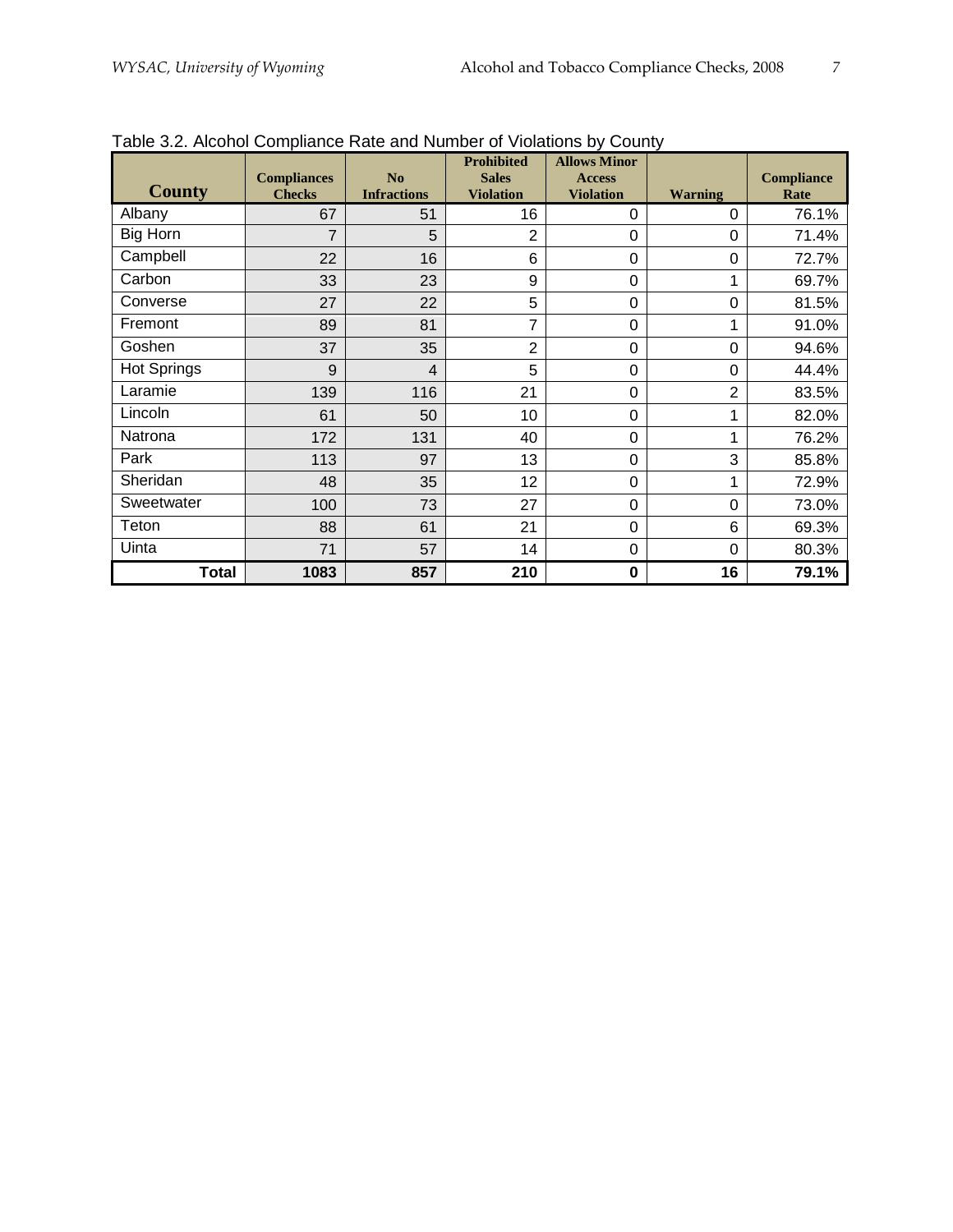Table 3.2. Alcohol Compliance Rate and Number of Violations by County

| County | Compliances Checks | No Infractions | Prohibited Sales Violation | Allows Minor Access Violation | Warning | Compliance Rate |
|---|---|---|---|---|---|---|
| Albany | 67 | 51 | 16 | 0 | 0 | 76.1% |
| Big Horn | 7 | 5 | 2 | 0 | 0 | 71.4% |
| Campbell | 22 | 16 | 6 | 0 | 0 | 72.7% |
| Carbon | 33 | 23 | 9 | 0 | 1 | 69.7% |
| Converse | 27 | 22 | 5 | 0 | 0 | 81.5% |
| Fremont | 89 | 81 | 7 | 0 | 1 | 91.0% |
| Goshen | 37 | 35 | 2 | 0 | 0 | 94.6% |
| Hot Springs | 9 | 4 | 5 | 0 | 0 | 44.4% |
| Laramie | 139 | 116 | 21 | 0 | 2 | 83.5% |
| Lincoln | 61 | 50 | 10 | 0 | 1 | 82.0% |
| Natrona | 172 | 131 | 40 | 0 | 1 | 76.2% |
| Park | 113 | 97 | 13 | 0 | 3 | 85.8% |
| Sheridan | 48 | 35 | 12 | 0 | 1 | 72.9% |
| Sweetwater | 100 | 73 | 27 | 0 | 0 | 73.0% |
| Teton | 88 | 61 | 21 | 0 | 6 | 69.3% |
| Uinta | 71 | 57 | 14 | 0 | 0 | 80.3% |
| **Total** | **1083** | **857** | **210** | **0** | **16** | **79.1%** |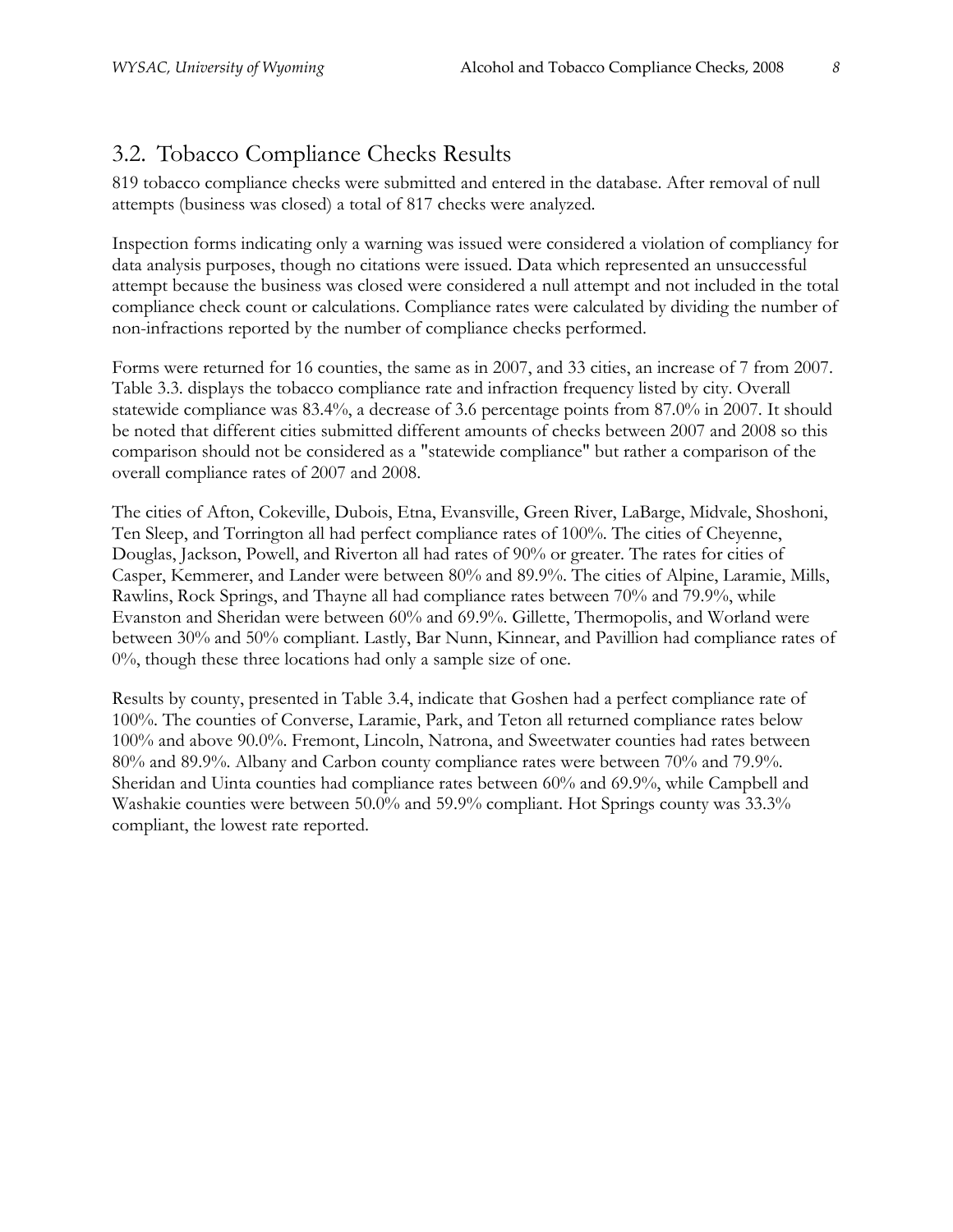## 3.2. Tobacco Compliance Checks Results

819 tobacco compliance checks were submitted and entered in the database. After removal of null attempts (business was closed) a total of 817 checks were analyzed.

Inspection forms indicating only a warning was issued were considered a violation of compliancy for data analysis purposes, though no citations were issued. Data which represented an unsuccessful attempt because the business was closed were considered a null attempt and not included in the total compliance check count or calculations. Compliance rates were calculated by dividing the number of non-infractions reported by the number of compliance checks performed.

Forms were returned for 16 counties, the same as in 2007, and 33 cities, an increase of 7 from 2007. Table 3.3. displays the tobacco compliance rate and infraction frequency listed by city. Overall statewide compliance was 83.4%, a decrease of 3.6 percentage points from 87.0% in 2007. It should be noted that different cities submitted different amounts of checks between 2007 and 2008 so this comparison should not be considered as a "statewide compliance" but rather a comparison of the overall compliance rates of 2007 and 2008.

The cities of Afton, Cokeville, Dubois, Etna, Evansville, Green River, LaBarge, Midvale, Shoshoni, Ten Sleep, and Torrington all had perfect compliance rates of 100%. The cities of Cheyenne, Douglas, Jackson, Powell, and Riverton all had rates of 90% or greater. The rates for cities of Casper, Kemmerer, and Lander were between 80% and 89.9%. The cities of Alpine, Laramie, Mills, Rawlins, Rock Springs, and Thayne all had compliance rates between 70% and 79.9%, while Evanston and Sheridan were between 60% and 69.9%. Gillette, Thermopolis, and Worland were between 30% and 50% compliant. Lastly, Bar Nunn, Kinnear, and Pavillion had compliance rates of 0%, though these three locations had only a sample size of one.

Results by county, presented in Table 3.4, indicate that Goshen had a perfect compliance rate of 100%. The counties of Converse, Laramie, Park, and Teton all returned compliance rates below 100% and above 90.0%. Fremont, Lincoln, Natrona, and Sweetwater counties had rates between 80% and 89.9%. Albany and Carbon county compliance rates were between 70% and 79.9%. Sheridan and Uinta counties had compliance rates between 60% and 69.9%, while Campbell and Washakie counties were between 50.0% and 59.9% compliant. Hot Springs county was 33.3% compliant, the lowest rate reported.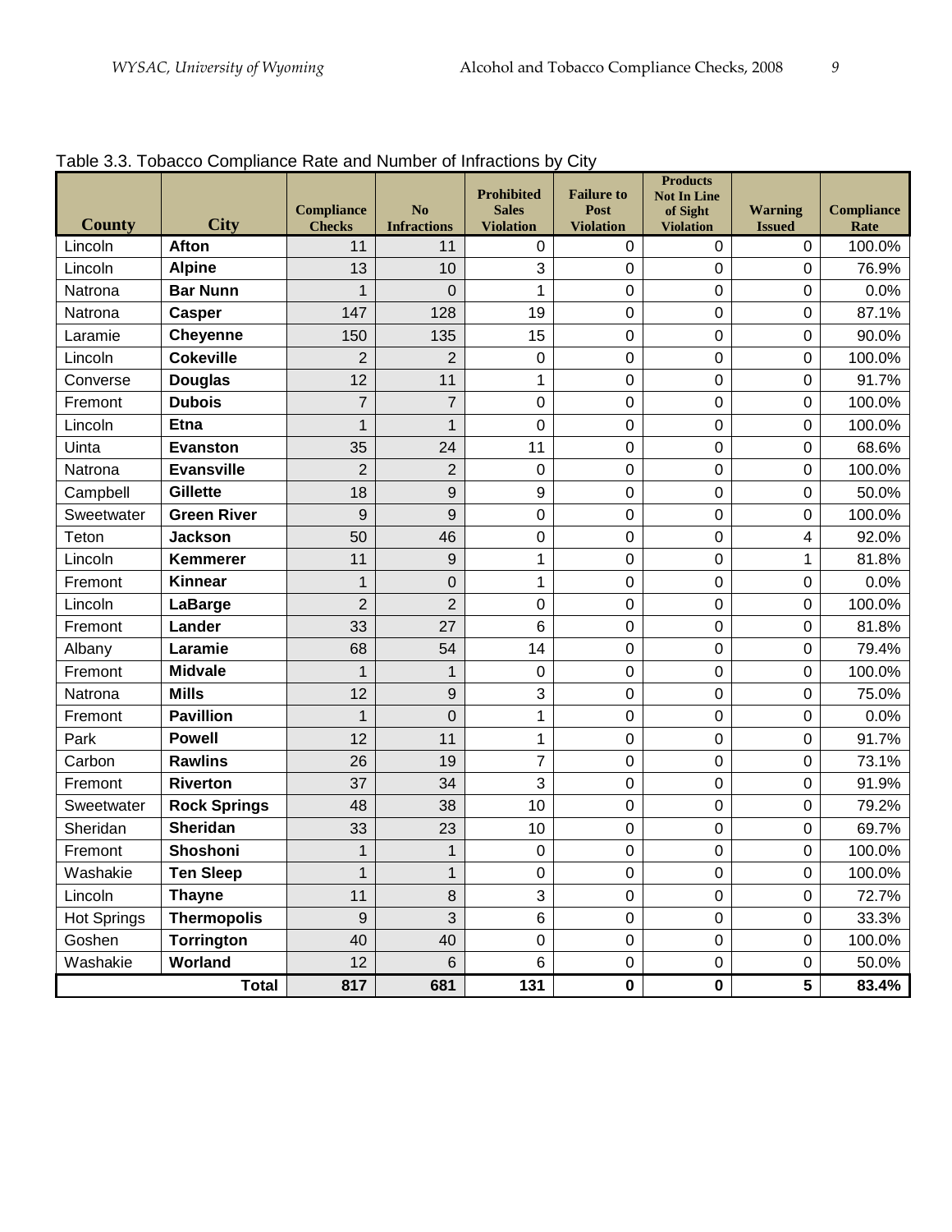Table 3.3. Tobacco Compliance Rate and Number of Infractions by City

| County | City | Compliance Checks | No Infractions | Prohibited Sales Violation | Failure to Post Violation | Products Not In Line of Sight Violation | Warning Issued | Compliance Rate |
|---|---|---|---|---|---|---|---|---|
| Lincoln | **Afton** | 11 | 11 | 0 | 0 | 0 | 0 | 100.0% |
| Lincoln | **Alpine** | 13 | 10 | 3 | 0 | 0 | 0 | 76.9% |
| Natrona | **Bar Nunn** | 1 | 0 | 1 | 0 | 0 | 0 | 0.0% |
| Natrona | **Casper** | 147 | 128 | 19 | 0 | 0 | 0 | 87.1% |
| Laramie | **Cheyenne** | 150 | 135 | 15 | 0 | 0 | 0 | 90.0% |
| Lincoln | **Cokeville** | 2 | 2 | 0 | 0 | 0 | 0 | 100.0% |
| Converse | **Douglas** | 12 | 11 | 1 | 0 | 0 | 0 | 91.7% |
| Fremont | **Dubois** | 7 | 7 | 0 | 0 | 0 | 0 | 100.0% |
| Lincoln | **Etna** | 1 | 1 | 0 | 0 | 0 | 0 | 100.0% |
| Uinta | **Evanston** | 35 | 24 | 11 | 0 | 0 | 0 | 68.6% |
| Natrona | **Evansville** | 2 | 2 | 0 | 0 | 0 | 0 | 100.0% |
| Campbell | **Gillette** | 18 | 9 | 9 | 0 | 0 | 0 | 50.0% |
| Sweetwater | **Green River** | 9 | 9 | 0 | 0 | 0 | 0 | 100.0% |
| Teton | **Jackson** | 50 | 46 | 0 | 0 | 0 | 4 | 92.0% |
| Lincoln | **Kemmerer** | 11 | 9 | 1 | 0 | 0 | 1 | 81.8% |
| Fremont | **Kinnear** | 1 | 0 | 1 | 0 | 0 | 0 | 0.0% |
| Lincoln | **LaBarge** | 2 | 2 | 0 | 0 | 0 | 0 | 100.0% |
| Fremont | **Lander** | 33 | 27 | 6 | 0 | 0 | 0 | 81.8% |
| Albany | **Laramie** | 68 | 54 | 14 | 0 | 0 | 0 | 79.4% |
| Fremont | **Midvale** | 1 | 1 | 0 | 0 | 0 | 0 | 100.0% |
| Natrona | **Mills** | 12 | 9 | 3 | 0 | 0 | 0 | 75.0% |
| Fremont | **Pavillion** | 1 | 0 | 1 | 0 | 0 | 0 | 0.0% |
| Park | **Powell** | 12 | 11 | 1 | 0 | 0 | 0 | 91.7% |
| Carbon | **Rawlins** | 26 | 19 | 7 | 0 | 0 | 0 | 73.1% |
| Fremont | **Riverton** | 37 | 34 | 3 | 0 | 0 | 0 | 91.9% |
| Sweetwater | **Rock Springs** | 48 | 38 | 10 | 0 | 0 | 0 | 79.2% |
| Sheridan | **Sheridan** | 33 | 23 | 10 | 0 | 0 | 0 | 69.7% |
| Fremont | **Shoshoni** | 1 | 1 | 0 | 0 | 0 | 0 | 100.0% |
| Washakie | **Ten Sleep** | 1 | 1 | 0 | 0 | 0 | 0 | 100.0% |
| Lincoln | **Thayne** | 11 | 8 | 3 | 0 | 0 | 0 | 72.7% |
| Hot Springs | **Thermopolis** | 9 | 3 | 6 | 0 | 0 | 0 | 33.3% |
| Goshen | **Torrington** | 40 | 40 | 0 | 0 | 0 | 0 | 100.0% |
| Washakie | **Worland** | 12 | 6 | 6 | 0 | 0 | 0 | 50.0% |
| | **Total** | **817** | **681** | **131** | **0** | **0** | **5** | **83.4%** |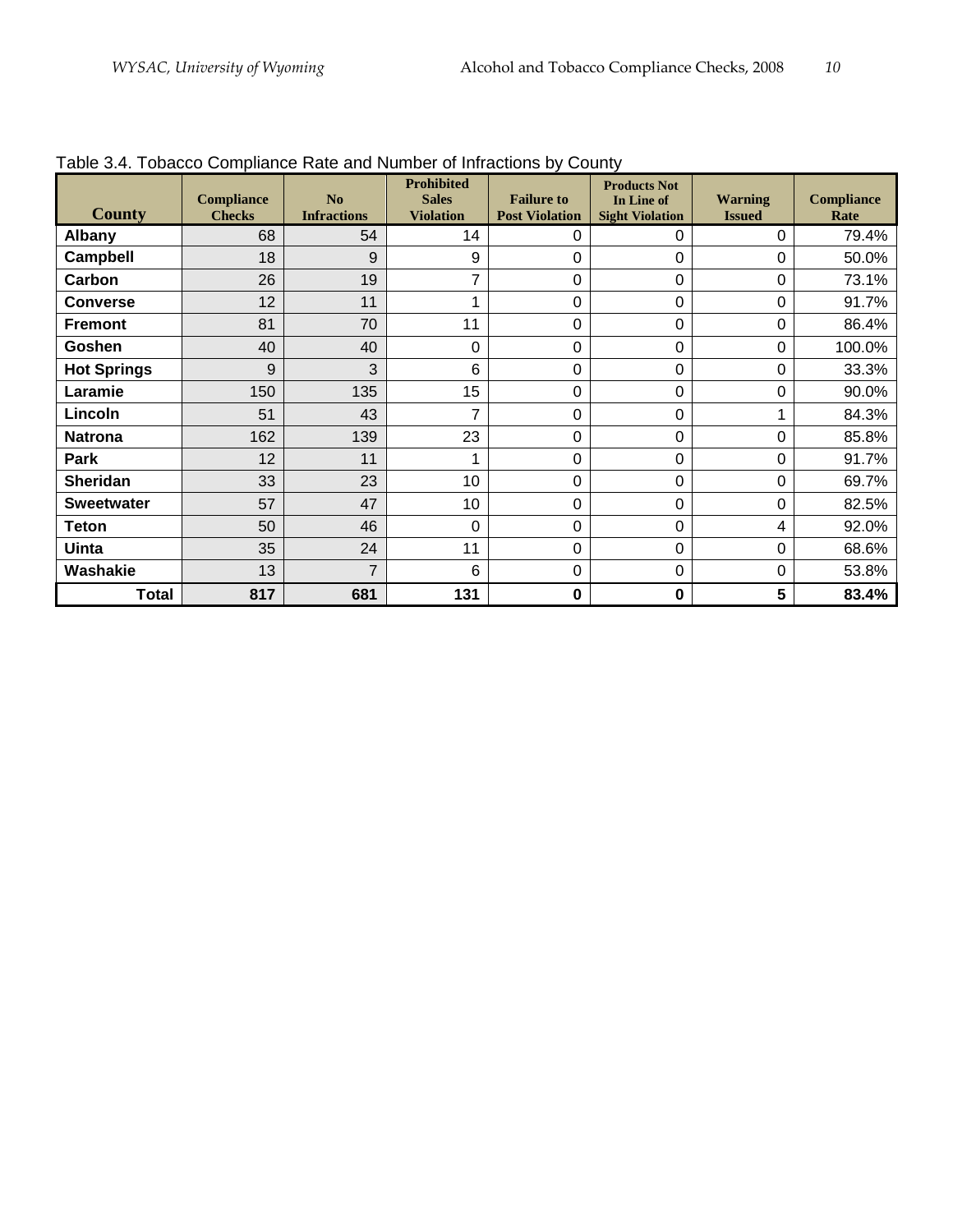Table 3.4. Tobacco Compliance Rate and Number of Infractions by County

| County | Compliance Checks | No Infractions | Prohibited Sales Violation | Failure to Post Violation | Products Not In Line of Sight Violation | Warning Issued | Compliance Rate |
|---|---|---|---|---|---|---|---|
| Albany | 68 | 54 | 14 | 0 | 0 | 0 | 79.4% |
| Campbell | 18 | 9 | 9 | 0 | 0 | 0 | 50.0% |
| Carbon | 26 | 19 | 7 | 0 | 0 | 0 | 73.1% |
| Converse | 12 | 11 | 1 | 0 | 0 | 0 | 91.7% |
| Fremont | 81 | 70 | 11 | 0 | 0 | 0 | 86.4% |
| Goshen | 40 | 40 | 0 | 0 | 0 | 0 | 100.0% |
| Hot Springs | 9 | 3 | 6 | 0 | 0 | 0 | 33.3% |
| Laramie | 150 | 135 | 15 | 0 | 0 | 0 | 90.0% |
| Lincoln | 51 | 43 | 7 | 0 | 0 | 1 | 84.3% |
| Natrona | 162 | 139 | 23 | 0 | 0 | 0 | 85.8% |
| Park | 12 | 11 | 1 | 0 | 0 | 0 | 91.7% |
| Sheridan | 33 | 23 | 10 | 0 | 0 | 0 | 69.7% |
| Sweetwater | 57 | 47 | 10 | 0 | 0 | 0 | 82.5% |
| Teton | 50 | 46 | 0 | 0 | 0 | 4 | 92.0% |
| Uinta | 35 | 24 | 11 | 0 | 0 | 0 | 68.6% |
| Washakie | 13 | 7 | 6 | 0 | 0 | 0 | 53.8% |
| **Total** | **817** | **681** | **131** | **0** | **0** | **5** | **83.4%** |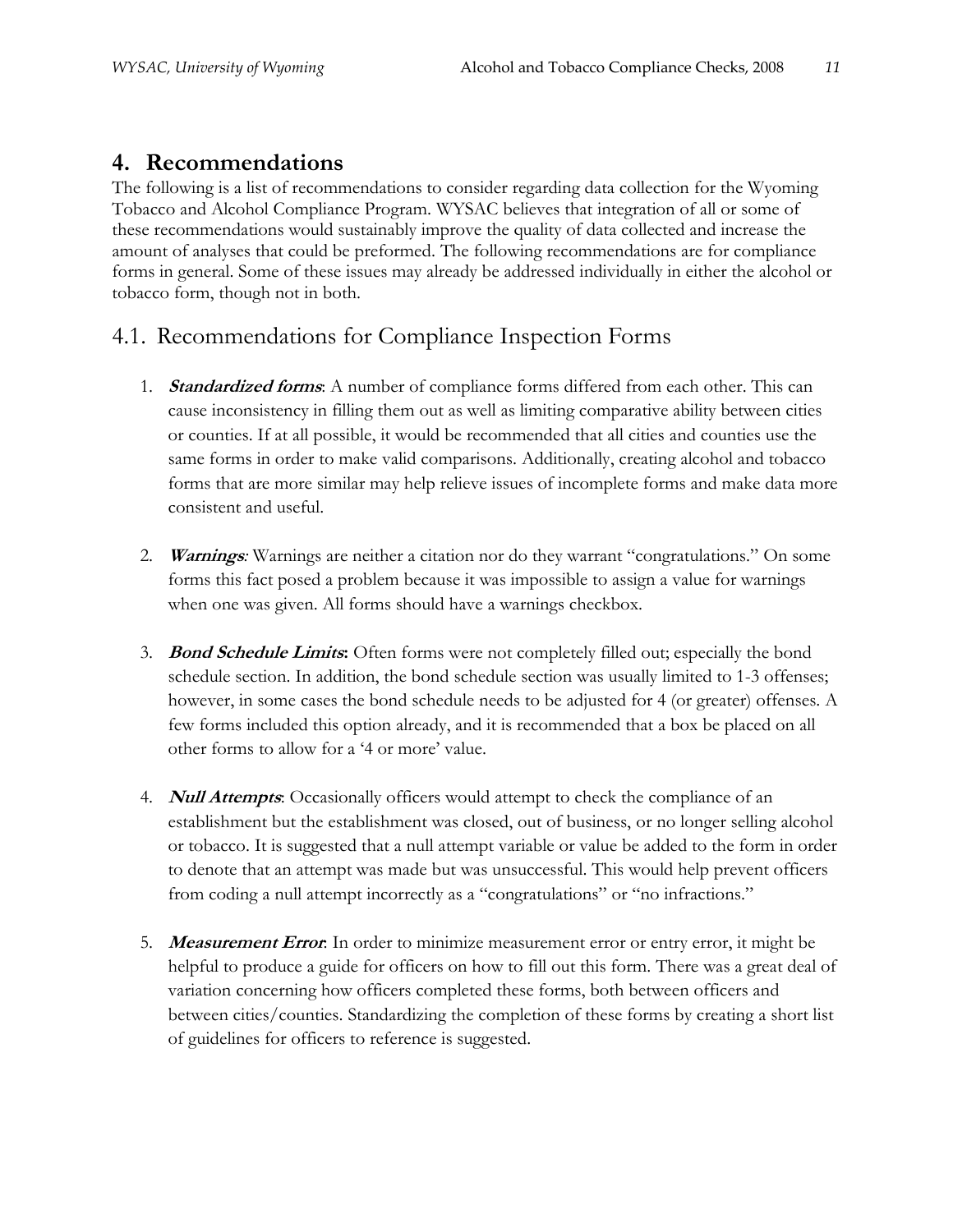## 4. Recommendations

The following is a list of recommendations to consider regarding data collection for the Wyoming Tobacco and Alcohol Compliance Program. WYSAC believes that integration of all or some of these recommendations would sustainably improve the quality of data collected and increase the amount of analyses that could be preformed. The following recommendations are for compliance forms in general. Some of these issues may already be addressed individually in either the alcohol or tobacco form, though not in both.

### 4.1. Recommendations for Compliance Inspection Forms

1. ***Standardized forms***: A number of compliance forms differed from each other. This can cause inconsistency in filling them out as well as limiting comparative ability between cities or counties. If at all possible, it would be recommended that all cities and counties use the same forms in order to make valid comparisons. Additionally, creating alcohol and tobacco forms that are more similar may help relieve issues of incomplete forms and make data more consistent and useful.

2. ***Warnings****:* Warnings are neither a citation nor do they warrant "congratulations." On some forms this fact posed a problem because it was impossible to assign a value for warnings when one was given. All forms should have a warnings checkbox.

3. ***Bond Schedule Limits*****:** Often forms were not completely filled out; especially the bond schedule section. In addition, the bond schedule section was usually limited to 1-3 offenses; however, in some cases the bond schedule needs to be adjusted for 4 (or greater) offenses. A few forms included this option already, and it is recommended that a box be placed on all other forms to allow for a '4 or more' value.

4. ***Null Attempts***: Occasionally officers would attempt to check the compliance of an establishment but the establishment was closed, out of business, or no longer selling alcohol or tobacco. It is suggested that a null attempt variable or value be added to the form in order to denote that an attempt was made but was unsuccessful. This would help prevent officers from coding a null attempt incorrectly as a "congratulations" or "no infractions."

5. ***Measurement Error***: In order to minimize measurement error or entry error, it might be helpful to produce a guide for officers on how to fill out this form. There was a great deal of variation concerning how officers completed these forms, both between officers and between cities/counties. Standardizing the completion of these forms by creating a short list of guidelines for officers to reference is suggested.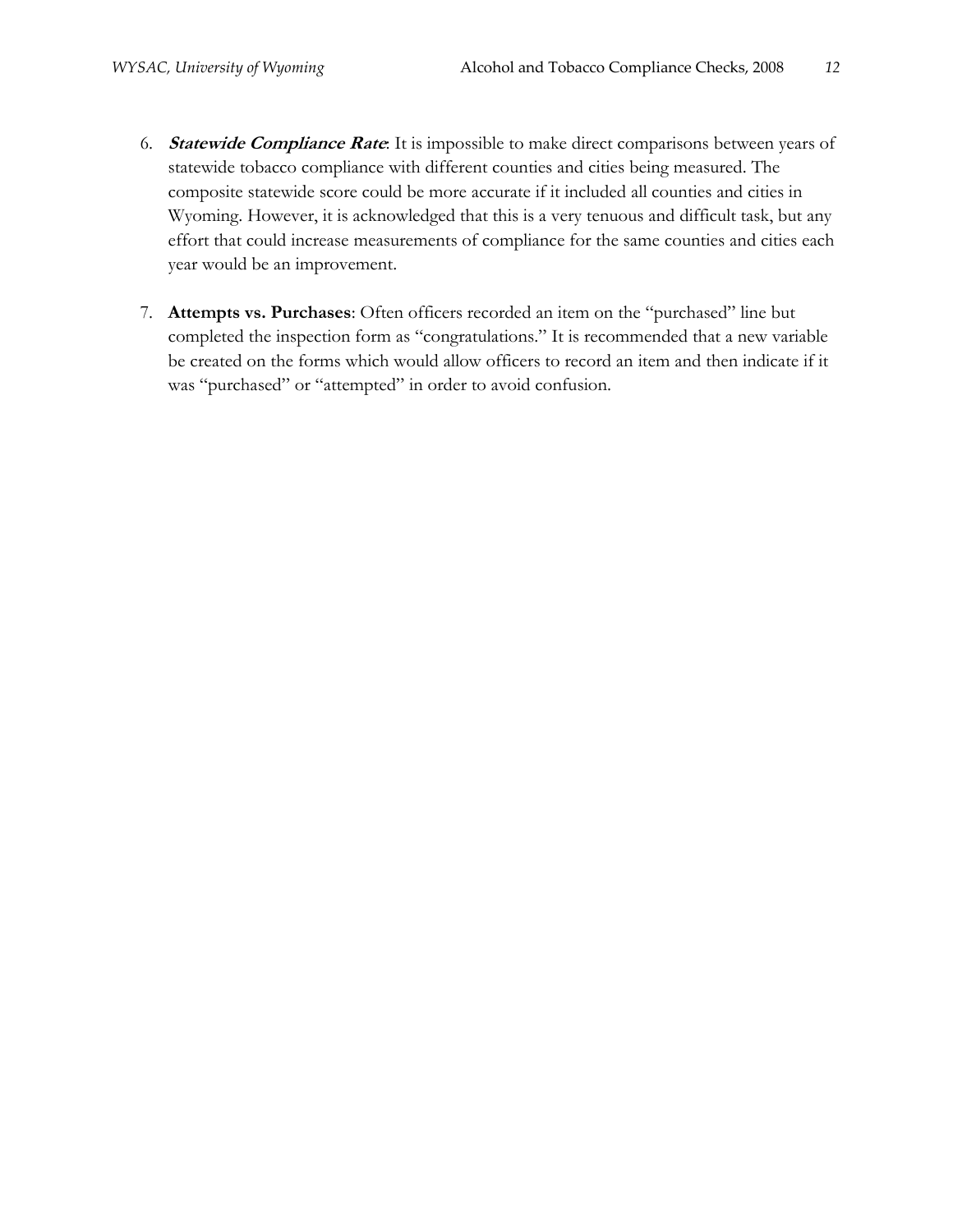6. ***Statewide Compliance Rate***: It is impossible to make direct comparisons between years of statewide tobacco compliance with different counties and cities being measured. The composite statewide score could be more accurate if it included all counties and cities in Wyoming. However, it is acknowledged that this is a very tenuous and difficult task, but any effort that could increase measurements of compliance for the same counties and cities each year would be an improvement.

7. **Attempts vs. Purchases**: Often officers recorded an item on the "purchased" line but completed the inspection form as "congratulations." It is recommended that a new variable be created on the forms which would allow officers to record an item and then indicate if it was "purchased" or "attempted" in order to avoid confusion.